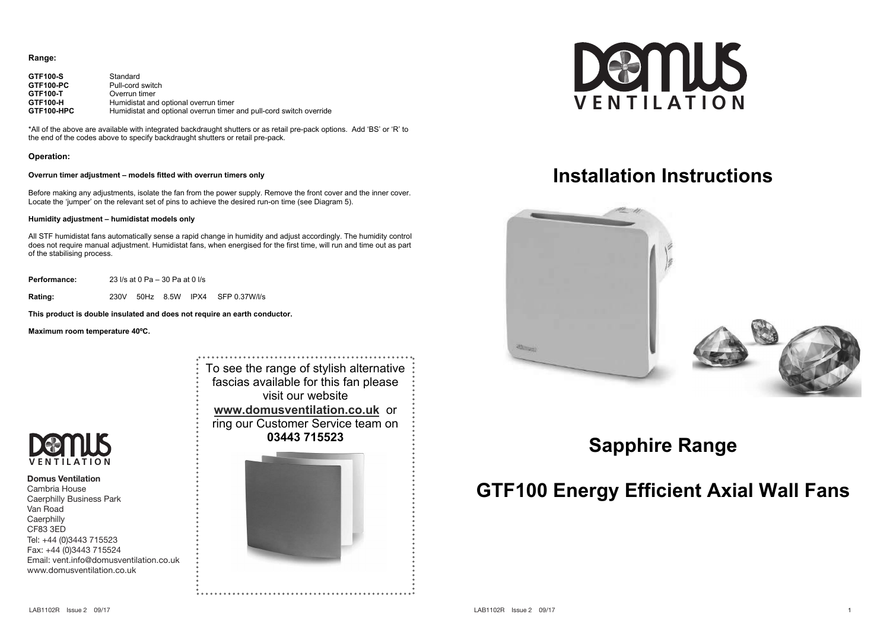**Range:**

| | |
|---|---|
| **GTF100-S** | Standard |
| **GTF100-PC** | Pull-cord switch |
| **GTF100-T** | Overrun timer |
| **GTF100-H** | Humidistat and optional overrun timer |
| **GTF100-HPC** | Humidistat and optional overrun timer and pull-cord switch override |

*All of the above are available with integrated backdraught shutters or as retail pre-pack options. Add 'BS' or 'R' to the end of the codes above to specify backdraught shutters or retail pre-pack.

**Operation:**

**Overrun timer adjustment – models fitted with overrun timers only**

Before making any adjustments, isolate the fan from the power supply. Remove the front cover and the inner cover. Locate the 'jumper' on the relevant set of pins to achieve the desired run-on time (see Diagram 5).

**Humidity adjustment – humidistat models only**

All STF humidistat fans automatically sense a rapid change in humidity and adjust accordingly. The humidity control does not require manual adjustment. Humidistat fans, when energised for the first time, will run and time out as part of the stabilising process.

**Performance:** 23 l/s at 0 Pa – 30 Pa at 0 l/s

**Rating:** 230V 50Hz 8.5W IPX4 SFP 0.37W/l/s

**This product is double insulated and does not require an earth conductor.**

**Maximum room temperature 40ºC.**

To see the range of stylish alternative fascias available for this fan please visit our website **www.domusventilation.co.uk** or ring our Customer Service team on **03443 715523**

DOMUS VENTILATION

**Domus Ventilation**
Cambria House
Caerphilly Business Park
Van Road
Caerphilly
CF83 3ED
Tel: +44 (0)3443 715523
Fax: +44 (0)3443 715524
Email: vent.info@domusventilation.co.uk
www.domusventilation.co.uk

LAB1102R Issue 2 09/17

DOMUS VENTILATION

# Installation Instructions

## Sapphire Range

## GTF100 Energy Efficient Axial Wall Fans

LAB1102R Issue 2 09/17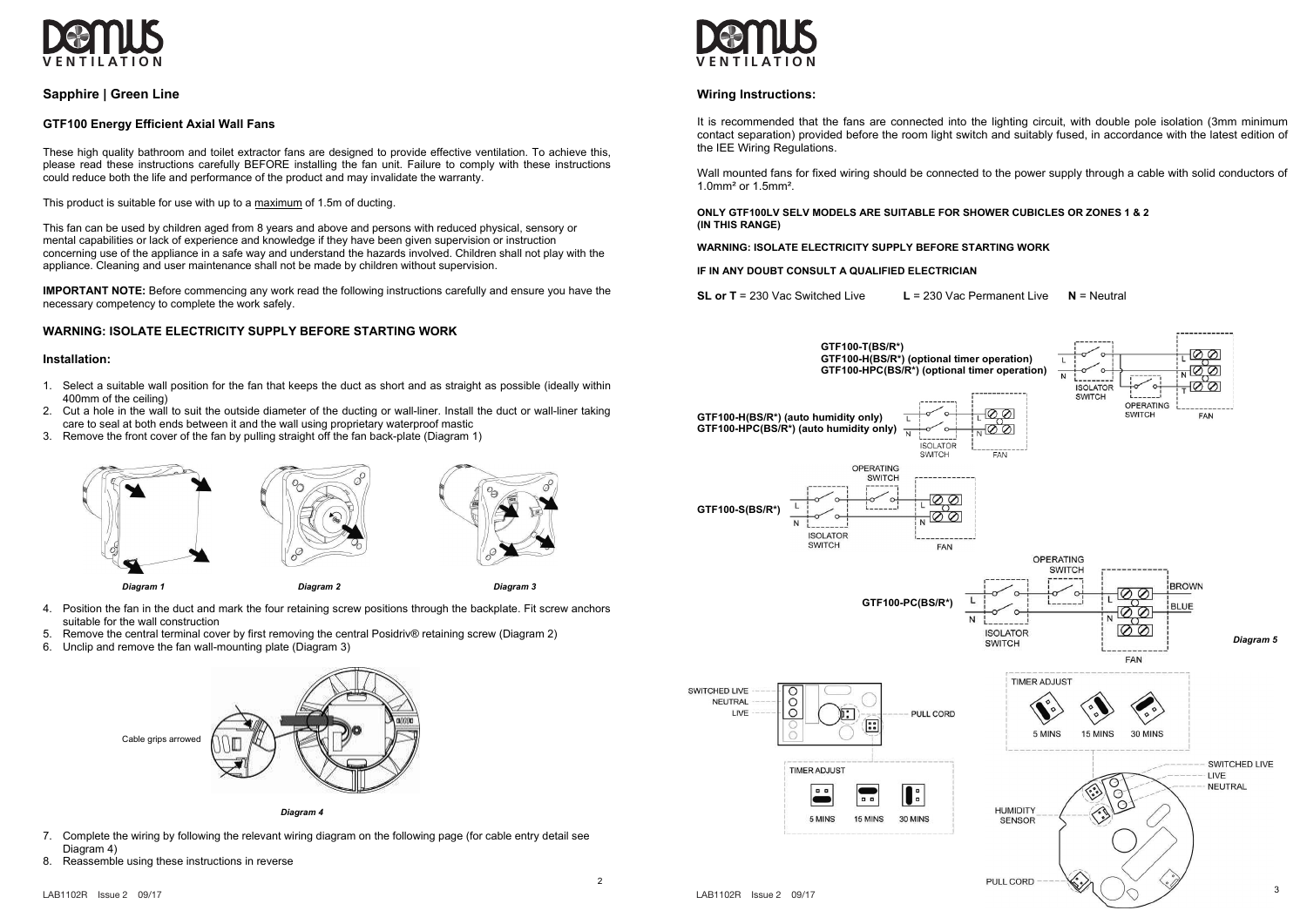## Sapphire | Green Line

### GTF100 Energy Efficient Axial Wall Fans

These high quality bathroom and toilet extractor fans are designed to provide effective ventilation. To achieve this, please read these instructions carefully BEFORE installing the fan unit. Failure to comply with these instructions could reduce both the life and performance of the product and may invalidate the warranty.

This product is suitable for use with up to a maximum of 1.5m of ducting.

This fan can be used by children aged from 8 years and above and persons with reduced physical, sensory or mental capabilities or lack of experience and knowledge if they have been given supervision or instruction concerning use of the appliance in a safe way and understand the hazards involved. Children shall not play with the appliance. Cleaning and user maintenance shall not be made by children without supervision.

**IMPORTANT NOTE:** Before commencing any work read the following instructions carefully and ensure you have the necessary competency to complete the work safely.

### WARNING: ISOLATE ELECTRICITY SUPPLY BEFORE STARTING WORK

### Installation:

1. Select a suitable wall position for the fan that keeps the duct as short and as straight as possible (ideally within 400mm of the ceiling)
2. Cut a hole in the wall to suit the outside diameter of the ducting or wall-liner. Install the duct or wall-liner taking care to seal at both ends between it and the wall using proprietary waterproof mastic
3. Remove the front cover of the fan by pulling straight off the fan back-plate (Diagram 1)

*Diagram 1*

*Diagram 2*

*Diagram 3*

4. Position the fan in the duct and mark the four retaining screw positions through the backplate. Fit screw anchors suitable for the wall construction
5. Remove the central terminal cover by first removing the central Posidriv® retaining screw (Diagram 2)
6. Unclip and remove the fan wall-mounting plate (Diagram 3)

Cable grips arrowed

*Diagram 4*

7. Complete the wiring by following the relevant wiring diagram on the following page (for cable entry detail see Diagram 4)
8. Reassemble using these instructions in reverse

### Wiring Instructions:

It is recommended that the fans are connected into the lighting circuit, with double pole isolation (3mm minimum contact separation) provided before the room light switch and suitably fused, in accordance with the latest edition of the IEE Wiring Regulations.

Wall mounted fans for fixed wiring should be connected to the power supply through a cable with solid conductors of 1.0mm² or 1.5mm².

**ONLY GTF100LV SELV MODELS ARE SUITABLE FOR SHOWER CUBICLES OR ZONES 1 & 2 (IN THIS RANGE)**

**WARNING: ISOLATE ELECTRICITY SUPPLY BEFORE STARTING WORK**

**IF IN ANY DOUBT CONSULT A QUALIFIED ELECTRICIAN**

**SL or T** = 230 Vac Switched Live  **L** = 230 Vac Permanent Live  **N** = Neutral

**GTF100-T(BS/R*)**
**GTF100-H(BS/R*) (optional timer operation)**
**GTF100-HPC(BS/R*) (optional timer operation)**

L N ISOLATOR SWITCH OPERATING SWITCH L N T FAN

**GTF100-H(BS/R*) (auto humidity only)**
**GTF100-HPC(BS/R*) (auto humidity only)**

L N ISOLATOR SWITCH L N FAN

**GTF100-S(BS/R*)**

L N ISOLATOR SWITCH OPERATING SWITCH L N FAN

**GTF100-PC(BS/R*)**

L N ISOLATOR SWITCH OPERATING SWITCH L N FAN BROWN BLUE

*Diagram 5*

SWITCHED LIVE
NEUTRAL
LIVE
PULL CORD

TIMER ADJUST
5 MINS 15 MINS 30 MINS

TIMER ADJUST
5 MINS 15 MINS 30 MINS

SWITCHED LIVE
LIVE
NEUTRAL
HUMIDITY SENSOR
PULL CORD